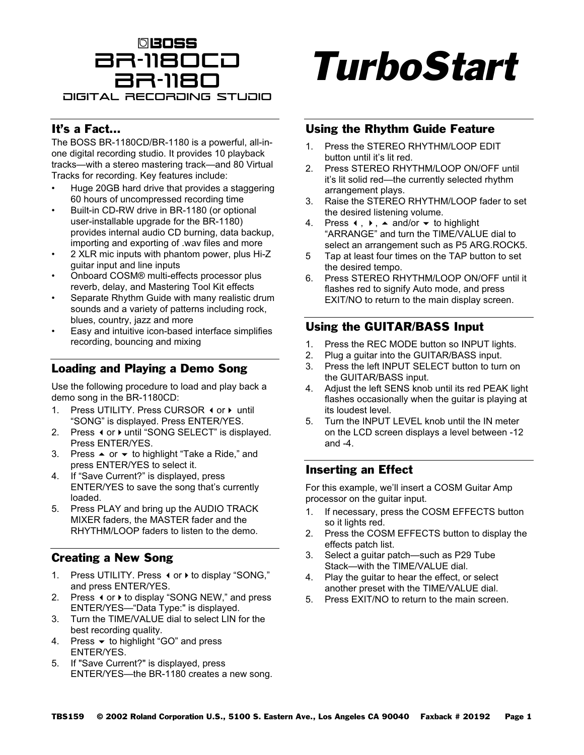# BOSS BR-1180CD BR-1180 DIGITAL RECORDING STUDIO

# TurboStart

## It's a Fact...

The BOSS BR-1180CD/BR-1180 is a powerful, all-in-one digital recording studio. It provides 10 playback tracks—with a stereo mastering track—and 80 Virtual Tracks for recording. Key features include:

- Huge 20GB hard drive that provides a staggering 60 hours of uncompressed recording time
- Built-in CD-RW drive in BR-1180 (or optional user-installable upgrade for the BR-1180) provides internal audio CD burning, data backup, importing and exporting of .wav files and more
- 2 XLR mic inputs with phantom power, plus Hi-Z guitar input and line inputs
- Onboard COSM® multi-effects processor plus reverb, delay, and Mastering Tool Kit effects
- Separate Rhythm Guide with many realistic drum sounds and a variety of patterns including rock, blues, country, jazz and more
- Easy and intuitive icon-based interface simplifies recording, bouncing and mixing

## Loading and Playing a Demo Song

Use the following procedure to load and play back a demo song in the BR-1180CD:

1. Press UTILITY. Press CURSOR ◀ or ▶ until "SONG" is displayed. Press ENTER/YES.
2. Press ◀ or ▶ until "SONG SELECT" is displayed. Press ENTER/YES.
3. Press ▲ or ▼ to highlight "Take a Ride," and press ENTER/YES to select it.
4. If "Save Current?" is displayed, press ENTER/YES to save the song that's currently loaded.
5. Press PLAY and bring up the AUDIO TRACK MIXER faders, the MASTER fader and the RHYTHM/LOOP faders to listen to the demo.

## Creating a New Song

1. Press UTILITY. Press ◀ or ▶ to display "SONG," and press ENTER/YES.
2. Press ◀ or ▶ to display "SONG NEW," and press ENTER/YES—"Data Type:" is displayed.
3. Turn the TIME/VALUE dial to select LIN for the best recording quality.
4. Press ▼ to highlight "GO" and press ENTER/YES.
5. If "Save Current?" is displayed, press ENTER/YES—the BR-1180 creates a new song.

## Using the Rhythm Guide Feature

1. Press the STEREO RHYTHM/LOOP EDIT button until it's lit red.
2. Press STEREO RHYTHM/LOOP ON/OFF until it's lit solid red—the currently selected rhythm arrangement plays.
3. Raise the STEREO RHYTHM/LOOP fader to set the desired listening volume.
4. Press ◀ , ▶ , ▲ and/or ▼ to highlight "ARRANGE" and turn the TIME/VALUE dial to select an arrangement such as P5 ARG.ROCK5.
5. Tap at least four times on the TAP button to set the desired tempo.
6. Press STEREO RHYTHM/LOOP ON/OFF until it flashes red to signify Auto mode, and press EXIT/NO to return to the main display screen.

## Using the GUITAR/BASS Input

1. Press the REC MODE button so INPUT lights.
2. Plug a guitar into the GUITAR/BASS input.
3. Press the left INPUT SELECT button to turn on the GUITAR/BASS input.
4. Adjust the left SENS knob until its red PEAK light flashes occasionally when the guitar is playing at its loudest level.
5. Turn the INPUT LEVEL knob until the IN meter on the LCD screen displays a level between -12 and -4.

## Inserting an Effect

For this example, we'll insert a COSM Guitar Amp processor on the guitar input.

1. If necessary, press the COSM EFFECTS button so it lights red.
2. Press the COSM EFFECTS button to display the effects patch list.
3. Select a guitar patch—such as P29 Tube Stack—with the TIME/VALUE dial.
4. Play the guitar to hear the effect, or select another preset with the TIME/VALUE dial.
5. Press EXIT/NO to return to the main screen.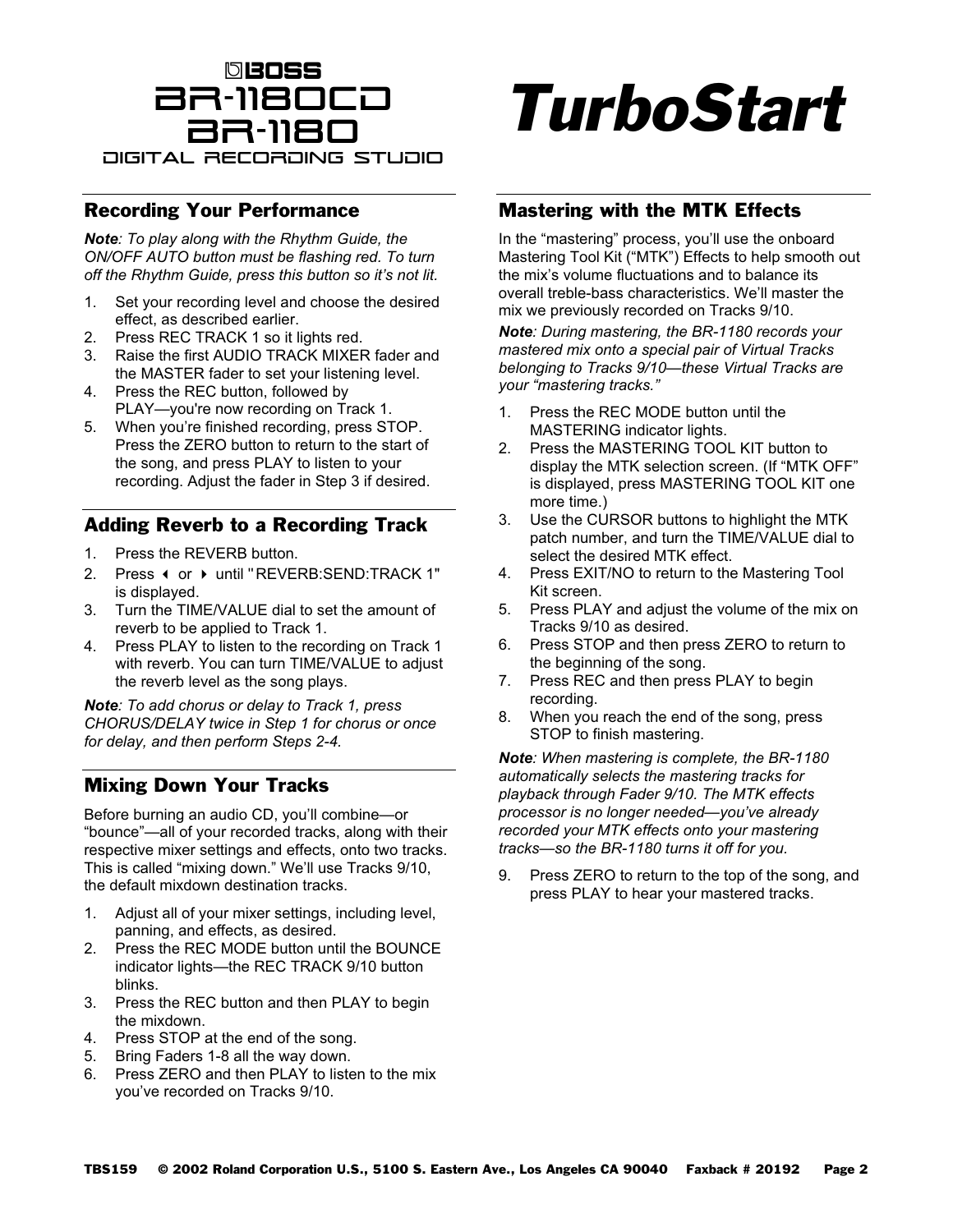BOSS

BR-1180CD
BR-1180
DIGITAL RECORDING STUDIO

# TurboStart

## Recording Your Performance

***Note**: To play along with the Rhythm Guide, the ON/OFF AUTO button must be flashing red. To turn off the Rhythm Guide, press this button so it's not lit.*

1. Set your recording level and choose the desired effect, as described earlier.
2. Press REC TRACK 1 so it lights red.
3. Raise the first AUDIO TRACK MIXER fader and the MASTER fader to set your listening level.
4. Press the REC button, followed by PLAY—you're now recording on Track 1.
5. When you're finished recording, press STOP. Press the ZERO button to return to the start of the song, and press PLAY to listen to your recording. Adjust the fader in Step 3 if desired.

## Adding Reverb to a Recording Track

1. Press the REVERB button.
2. Press ◂ or ▸ until "REVERB:SEND:TRACK 1" is displayed.
3. Turn the TIME/VALUE dial to set the amount of reverb to be applied to Track 1.
4. Press PLAY to listen to the recording on Track 1 with reverb. You can turn TIME/VALUE to adjust the reverb level as the song plays.

***Note**: To add chorus or delay to Track 1, press CHORUS/DELAY twice in Step 1 for chorus or once for delay, and then perform Steps 2-4.*

## Mixing Down Your Tracks

Before burning an audio CD, you'll combine—or "bounce"—all of your recorded tracks, along with their respective mixer settings and effects, onto two tracks. This is called "mixing down." We'll use Tracks 9/10, the default mixdown destination tracks.

1. Adjust all of your mixer settings, including level, panning, and effects, as desired.
2. Press the REC MODE button until the BOUNCE indicator lights—the REC TRACK 9/10 button blinks.
3. Press the REC button and then PLAY to begin the mixdown.
4. Press STOP at the end of the song.
5. Bring Faders 1-8 all the way down.
6. Press ZERO and then PLAY to listen to the mix you've recorded on Tracks 9/10.

## Mastering with the MTK Effects

In the "mastering" process, you'll use the onboard Mastering Tool Kit ("MTK") Effects to help smooth out the mix's volume fluctuations and to balance its overall treble-bass characteristics. We'll master the mix we previously recorded on Tracks 9/10.

***Note**: During mastering, the BR-1180 records your mastered mix onto a special pair of Virtual Tracks belonging to Tracks 9/10—these Virtual Tracks are your "mastering tracks."*

1. Press the REC MODE button until the MASTERING indicator lights.
2. Press the MASTERING TOOL KIT button to display the MTK selection screen. (If "MTK OFF" is displayed, press MASTERING TOOL KIT one more time.)
3. Use the CURSOR buttons to highlight the MTK patch number, and turn the TIME/VALUE dial to select the desired MTK effect.
4. Press EXIT/NO to return to the Mastering Tool Kit screen.
5. Press PLAY and adjust the volume of the mix on Tracks 9/10 as desired.
6. Press STOP and then press ZERO to return to the beginning of the song.
7. Press REC and then press PLAY to begin recording.
8. When you reach the end of the song, press STOP to finish mastering.

***Note**: When mastering is complete, the BR-1180 automatically selects the mastering tracks for playback through Fader 9/10. The MTK effects processor is no longer needed—you've already recorded your MTK effects onto your mastering tracks—so the BR-1180 turns it off for you.*

9. Press ZERO to return to the top of the song, and press PLAY to hear your mastered tracks.

**TBS159 © 2002 Roland Corporation U.S., 5100 S. Eastern Ave., Los Angeles CA 90040 Faxback # 20192**